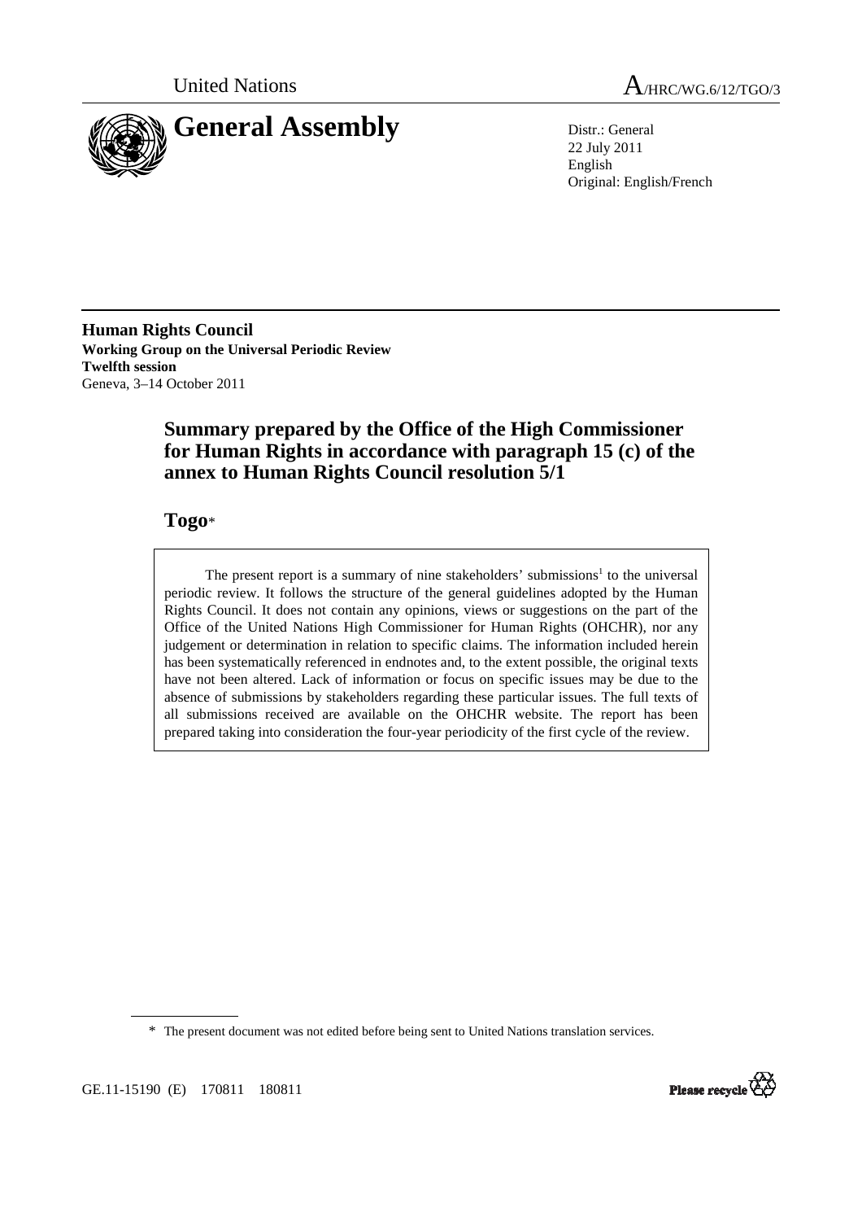United Nations

A/HRC/WG.6/12/TGO/3

# General Assembly

Distr.: General
22 July 2011
English
Original: English/French

**Human Rights Council**
**Working Group on the Universal Periodic Review**
**Twelfth session**
Geneva, 3–14 October 2011

## Summary prepared by the Office of the High Commissioner for Human Rights in accordance with paragraph 15 (c) of the annex to Human Rights Council resolution 5/1

## Togo*

The present report is a summary of nine stakeholders' submissions[1] to the universal periodic review. It follows the structure of the general guidelines adopted by the Human Rights Council. It does not contain any opinions, views or suggestions on the part of the Office of the United Nations High Commissioner for Human Rights (OHCHR), nor any judgement or determination in relation to specific claims. The information included herein has been systematically referenced in endnotes and, to the extent possible, the original texts have not been altered. Lack of information or focus on specific issues may be due to the absence of submissions by stakeholders regarding these particular issues. The full texts of all submissions received are available on the OHCHR website. The report has been prepared taking into consideration the four-year periodicity of the first cycle of the review.

\* The present document was not edited before being sent to United Nations translation services.

GE.11-15190 (E) 170811 180811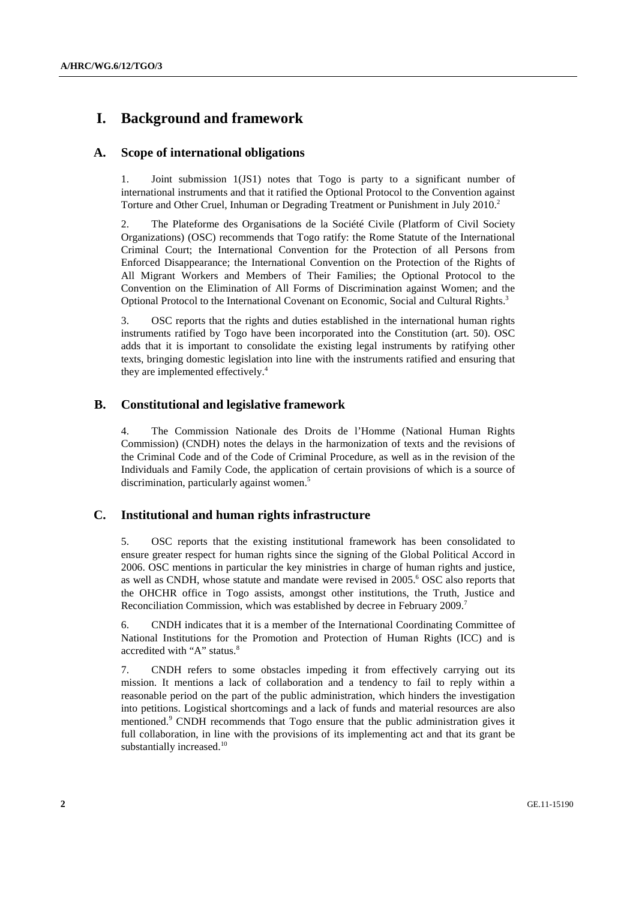# I. Background and framework

## A. Scope of international obligations

1. Joint submission 1(JS1) notes that Togo is party to a significant number of international instruments and that it ratified the Optional Protocol to the Convention against Torture and Other Cruel, Inhuman or Degrading Treatment or Punishment in July 2010.[2]

2. The Plateforme des Organisations de la Société Civile (Platform of Civil Society Organizations) (OSC) recommends that Togo ratify: the Rome Statute of the International Criminal Court; the International Convention for the Protection of all Persons from Enforced Disappearance; the International Convention on the Protection of the Rights of All Migrant Workers and Members of Their Families; the Optional Protocol to the Convention on the Elimination of All Forms of Discrimination against Women; and the Optional Protocol to the International Covenant on Economic, Social and Cultural Rights.[3]

3. OSC reports that the rights and duties established in the international human rights instruments ratified by Togo have been incorporated into the Constitution (art. 50). OSC adds that it is important to consolidate the existing legal instruments by ratifying other texts, bringing domestic legislation into line with the instruments ratified and ensuring that they are implemented effectively.[4]

## B. Constitutional and legislative framework

4. The Commission Nationale des Droits de l'Homme (National Human Rights Commission) (CNDH) notes the delays in the harmonization of texts and the revisions of the Criminal Code and of the Code of Criminal Procedure, as well as in the revision of the Individuals and Family Code, the application of certain provisions of which is a source of discrimination, particularly against women.[5]

## C. Institutional and human rights infrastructure

5. OSC reports that the existing institutional framework has been consolidated to ensure greater respect for human rights since the signing of the Global Political Accord in 2006. OSC mentions in particular the key ministries in charge of human rights and justice, as well as CNDH, whose statute and mandate were revised in 2005.[6] OSC also reports that the OHCHR office in Togo assists, amongst other institutions, the Truth, Justice and Reconciliation Commission, which was established by decree in February 2009.[7]

6. CNDH indicates that it is a member of the International Coordinating Committee of National Institutions for the Promotion and Protection of Human Rights (ICC) and is accredited with "A" status.[8]

7. CNDH refers to some obstacles impeding it from effectively carrying out its mission. It mentions a lack of collaboration and a tendency to fail to reply within a reasonable period on the part of the public administration, which hinders the investigation into petitions. Logistical shortcomings and a lack of funds and material resources are also mentioned.[9] CNDH recommends that Togo ensure that the public administration gives it full collaboration, in line with the provisions of its implementing act and that its grant be substantially increased.[10]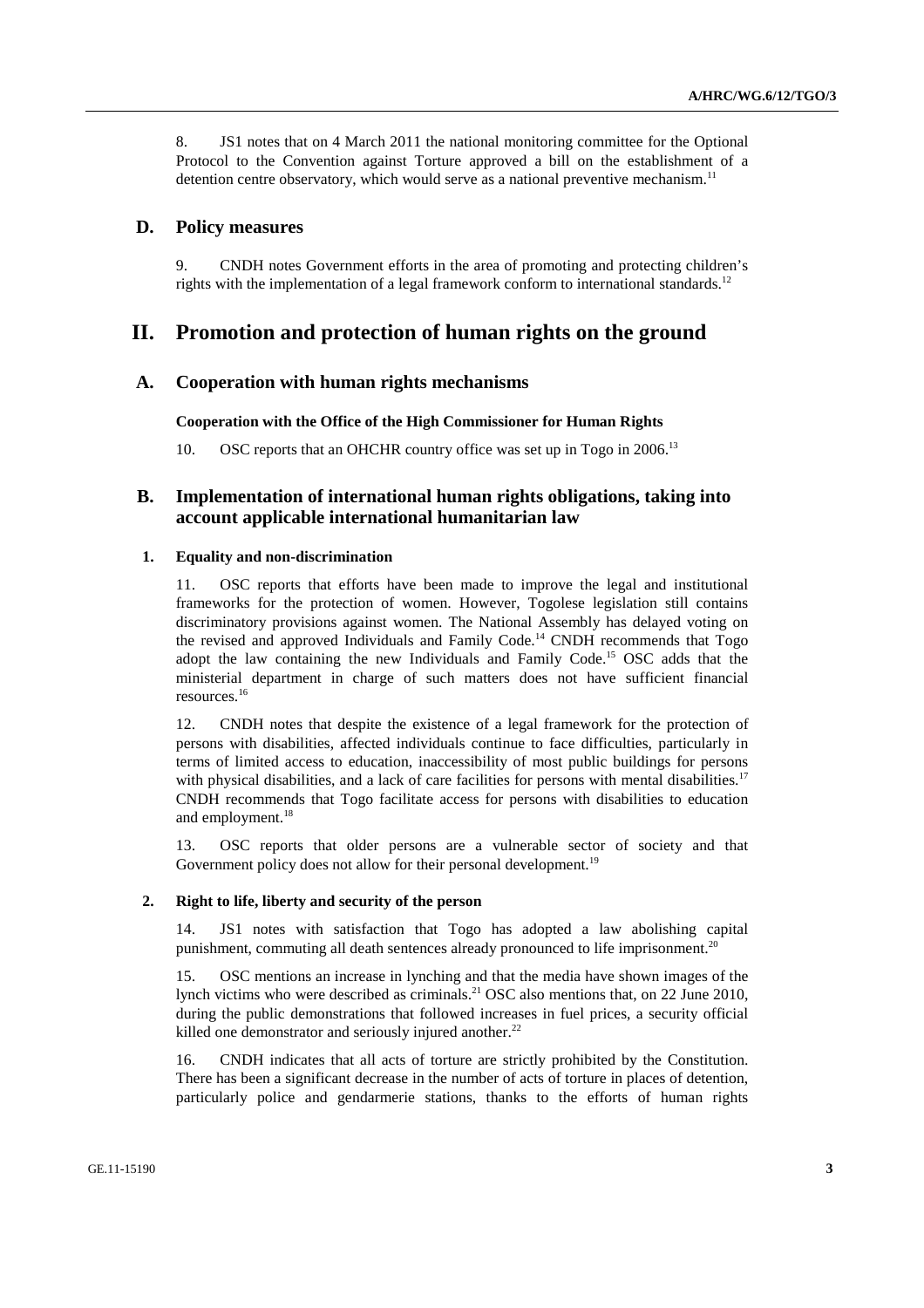8. JS1 notes that on 4 March 2011 the national monitoring committee for the Optional Protocol to the Convention against Torture approved a bill on the establishment of a detention centre observatory, which would serve as a national preventive mechanism.[11]

### D. Policy measures

9. CNDH notes Government efforts in the area of promoting and protecting children's rights with the implementation of a legal framework conform to international standards.[12]

## II. Promotion and protection of human rights on the ground

### A. Cooperation with human rights mechanisms

**Cooperation with the Office of the High Commissioner for Human Rights**

10. OSC reports that an OHCHR country office was set up in Togo in 2006.[13]

### B. Implementation of international human rights obligations, taking into account applicable international humanitarian law

#### 1. Equality and non-discrimination

11. OSC reports that efforts have been made to improve the legal and institutional frameworks for the protection of women. However, Togolese legislation still contains discriminatory provisions against women. The National Assembly has delayed voting on the revised and approved Individuals and Family Code.[14] CNDH recommends that Togo adopt the law containing the new Individuals and Family Code.[15] OSC adds that the ministerial department in charge of such matters does not have sufficient financial resources.[16]

12. CNDH notes that despite the existence of a legal framework for the protection of persons with disabilities, affected individuals continue to face difficulties, particularly in terms of limited access to education, inaccessibility of most public buildings for persons with physical disabilities, and a lack of care facilities for persons with mental disabilities.[17] CNDH recommends that Togo facilitate access for persons with disabilities to education and employment.[18]

13. OSC reports that older persons are a vulnerable sector of society and that Government policy does not allow for their personal development.[19]

#### 2. Right to life, liberty and security of the person

14. JS1 notes with satisfaction that Togo has adopted a law abolishing capital punishment, commuting all death sentences already pronounced to life imprisonment.[20]

15. OSC mentions an increase in lynching and that the media have shown images of the lynch victims who were described as criminals.[21] OSC also mentions that, on 22 June 2010, during the public demonstrations that followed increases in fuel prices, a security official killed one demonstrator and seriously injured another.[22]

16. CNDH indicates that all acts of torture are strictly prohibited by the Constitution. There has been a significant decrease in the number of acts of torture in places of detention, particularly police and gendarmerie stations, thanks to the efforts of human rights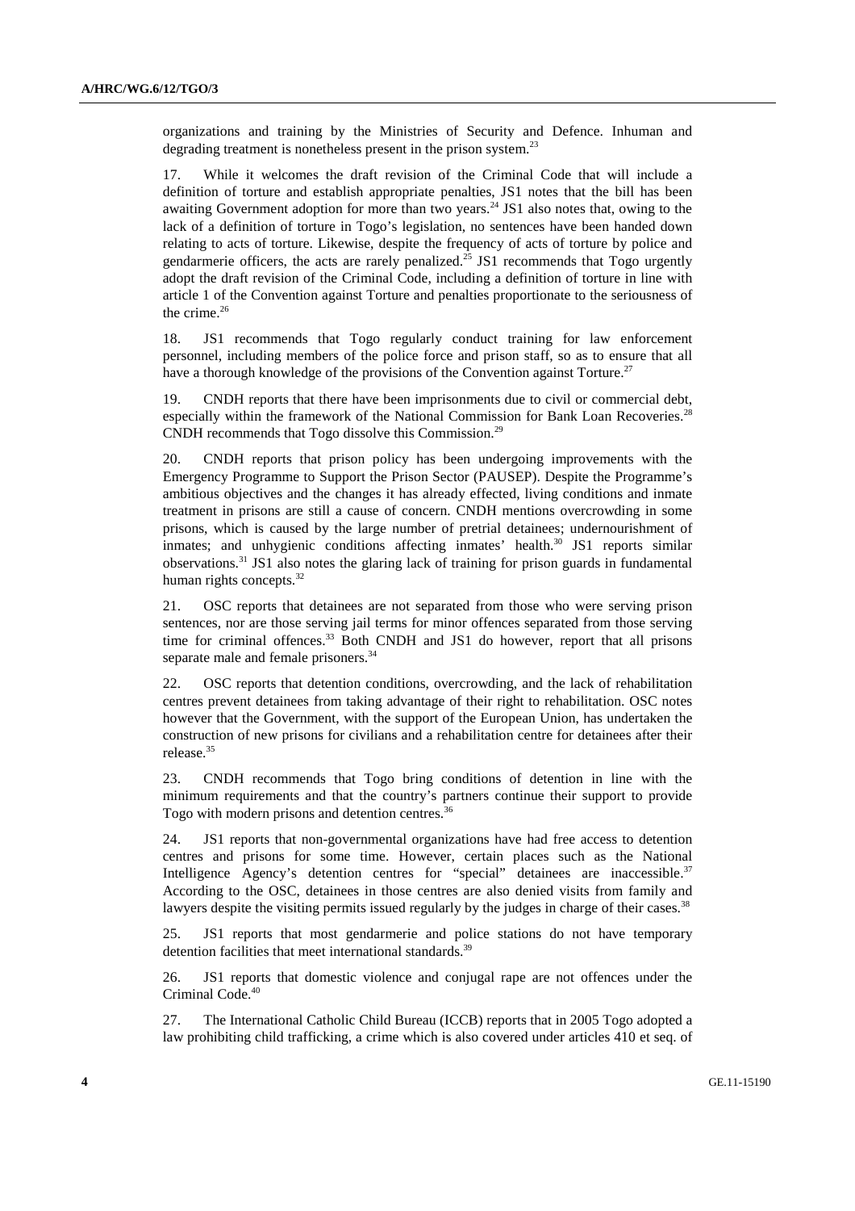organizations and training by the Ministries of Security and Defence. Inhuman and degrading treatment is nonetheless present in the prison system.[23]

17. While it welcomes the draft revision of the Criminal Code that will include a definition of torture and establish appropriate penalties, JS1 notes that the bill has been awaiting Government adoption for more than two years.[24] JS1 also notes that, owing to the lack of a definition of torture in Togo's legislation, no sentences have been handed down relating to acts of torture. Likewise, despite the frequency of acts of torture by police and gendarmerie officers, the acts are rarely penalized.[25] JS1 recommends that Togo urgently adopt the draft revision of the Criminal Code, including a definition of torture in line with article 1 of the Convention against Torture and penalties proportionate to the seriousness of the crime.[26]

18. JS1 recommends that Togo regularly conduct training for law enforcement personnel, including members of the police force and prison staff, so as to ensure that all have a thorough knowledge of the provisions of the Convention against Torture.[27]

19. CNDH reports that there have been imprisonments due to civil or commercial debt, especially within the framework of the National Commission for Bank Loan Recoveries.[28] CNDH recommends that Togo dissolve this Commission.[29]

20. CNDH reports that prison policy has been undergoing improvements with the Emergency Programme to Support the Prison Sector (PAUSEP). Despite the Programme's ambitious objectives and the changes it has already effected, living conditions and inmate treatment in prisons are still a cause of concern. CNDH mentions overcrowding in some prisons, which is caused by the large number of pretrial detainees; undernourishment of inmates; and unhygienic conditions affecting inmates' health.[30] JS1 reports similar observations.[31] JS1 also notes the glaring lack of training for prison guards in fundamental human rights concepts.[32]

21. OSC reports that detainees are not separated from those who were serving prison sentences, nor are those serving jail terms for minor offences separated from those serving time for criminal offences.[33] Both CNDH and JS1 do however, report that all prisons separate male and female prisoners.[34]

22. OSC reports that detention conditions, overcrowding, and the lack of rehabilitation centres prevent detainees from taking advantage of their right to rehabilitation. OSC notes however that the Government, with the support of the European Union, has undertaken the construction of new prisons for civilians and a rehabilitation centre for detainees after their release.[35]

23. CNDH recommends that Togo bring conditions of detention in line with the minimum requirements and that the country's partners continue their support to provide Togo with modern prisons and detention centres.[36]

24. JS1 reports that non-governmental organizations have had free access to detention centres and prisons for some time. However, certain places such as the National Intelligence Agency's detention centres for "special" detainees are inaccessible.[37] According to the OSC, detainees in those centres are also denied visits from family and lawyers despite the visiting permits issued regularly by the judges in charge of their cases.[38]

25. JS1 reports that most gendarmerie and police stations do not have temporary detention facilities that meet international standards.[39]

26. JS1 reports that domestic violence and conjugal rape are not offences under the Criminal Code.[40]

27. The International Catholic Child Bureau (ICCB) reports that in 2005 Togo adopted a law prohibiting child trafficking, a crime which is also covered under articles 410 et seq. of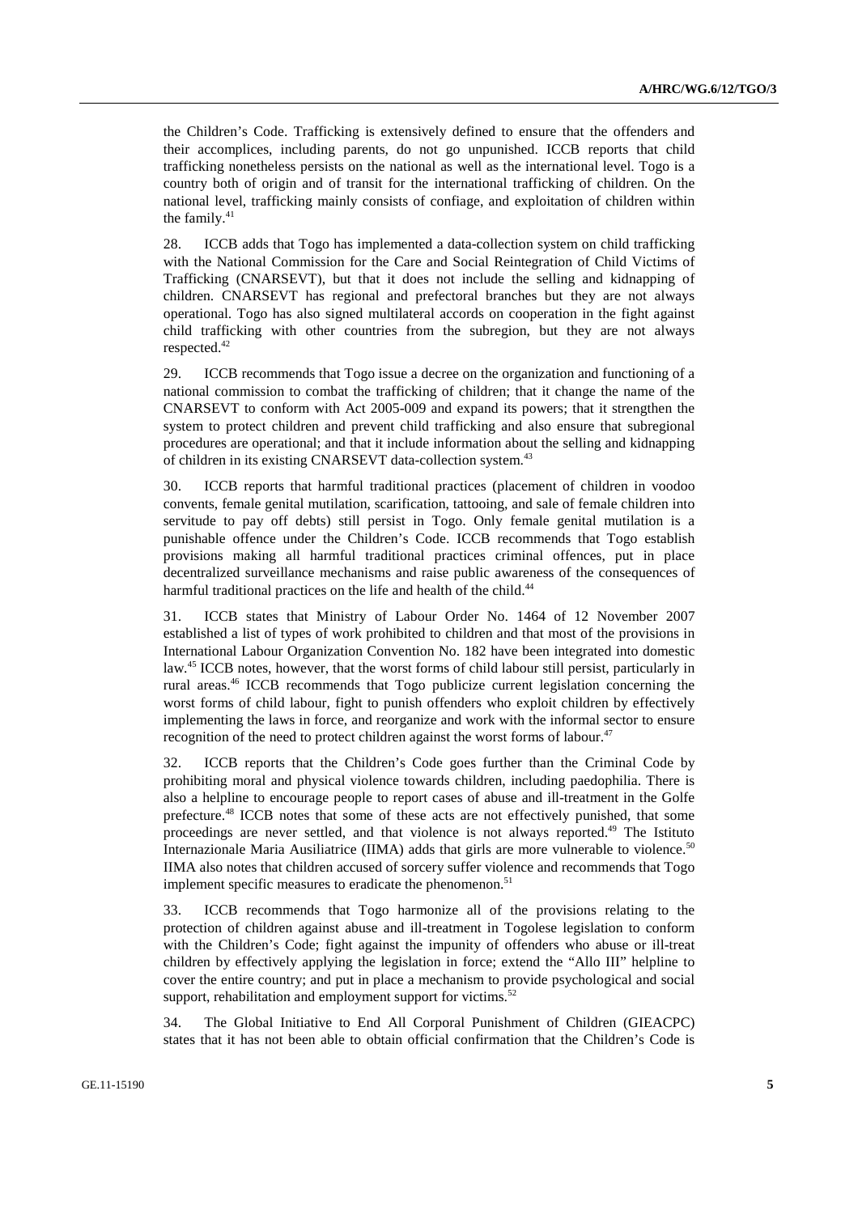the Children's Code. Trafficking is extensively defined to ensure that the offenders and their accomplices, including parents, do not go unpunished. ICCB reports that child trafficking nonetheless persists on the national as well as the international level. Togo is a country both of origin and of transit for the international trafficking of children. On the national level, trafficking mainly consists of confiage, and exploitation of children within the family.[41]

28. ICCB adds that Togo has implemented a data-collection system on child trafficking with the National Commission for the Care and Social Reintegration of Child Victims of Trafficking (CNARSEVT), but that it does not include the selling and kidnapping of children. CNARSEVT has regional and prefectoral branches but they are not always operational. Togo has also signed multilateral accords on cooperation in the fight against child trafficking with other countries from the subregion, but they are not always respected.[42]

29. ICCB recommends that Togo issue a decree on the organization and functioning of a national commission to combat the trafficking of children; that it change the name of the CNARSEVT to conform with Act 2005-009 and expand its powers; that it strengthen the system to protect children and prevent child trafficking and also ensure that subregional procedures are operational; and that it include information about the selling and kidnapping of children in its existing CNARSEVT data-collection system.[43]

30. ICCB reports that harmful traditional practices (placement of children in voodoo convents, female genital mutilation, scarification, tattooing, and sale of female children into servitude to pay off debts) still persist in Togo. Only female genital mutilation is a punishable offence under the Children's Code. ICCB recommends that Togo establish provisions making all harmful traditional practices criminal offences, put in place decentralized surveillance mechanisms and raise public awareness of the consequences of harmful traditional practices on the life and health of the child.[44]

31. ICCB states that Ministry of Labour Order No. 1464 of 12 November 2007 established a list of types of work prohibited to children and that most of the provisions in International Labour Organization Convention No. 182 have been integrated into domestic law.[45] ICCB notes, however, that the worst forms of child labour still persist, particularly in rural areas.[46] ICCB recommends that Togo publicize current legislation concerning the worst forms of child labour, fight to punish offenders who exploit children by effectively implementing the laws in force, and reorganize and work with the informal sector to ensure recognition of the need to protect children against the worst forms of labour.[47]

32. ICCB reports that the Children's Code goes further than the Criminal Code by prohibiting moral and physical violence towards children, including paedophilia. There is also a helpline to encourage people to report cases of abuse and ill-treatment in the Golfe prefecture.[48] ICCB notes that some of these acts are not effectively punished, that some proceedings are never settled, and that violence is not always reported.[49] The Istituto Internazionale Maria Ausiliatrice (IIMA) adds that girls are more vulnerable to violence.[50] IIMA also notes that children accused of sorcery suffer violence and recommends that Togo implement specific measures to eradicate the phenomenon.[51]

33. ICCB recommends that Togo harmonize all of the provisions relating to the protection of children against abuse and ill-treatment in Togolese legislation to conform with the Children's Code; fight against the impunity of offenders who abuse or ill-treat children by effectively applying the legislation in force; extend the "Allo III" helpline to cover the entire country; and put in place a mechanism to provide psychological and social support, rehabilitation and employment support for victims.[52]

34. The Global Initiative to End All Corporal Punishment of Children (GIEACPC) states that it has not been able to obtain official confirmation that the Children's Code is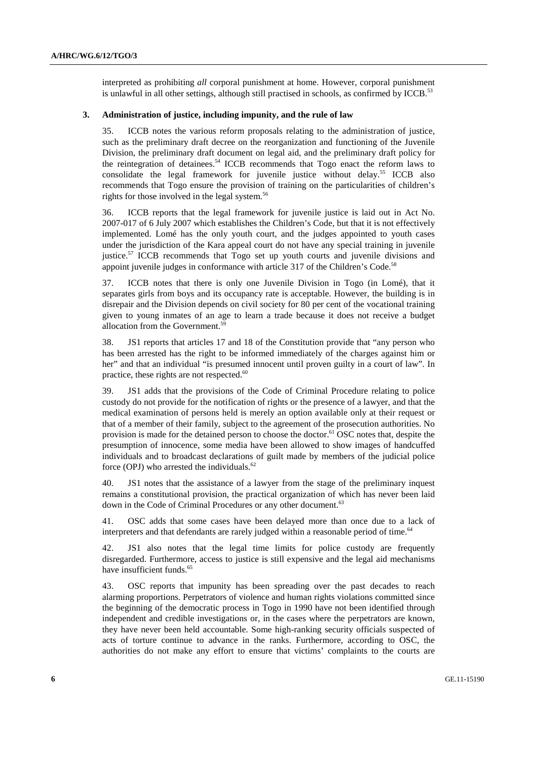interpreted as prohibiting *all* corporal punishment at home. However, corporal punishment is unlawful in all other settings, although still practised in schools, as confirmed by ICCB.[53]

### 3. Administration of justice, including impunity, and the rule of law

35. ICCB notes the various reform proposals relating to the administration of justice, such as the preliminary draft decree on the reorganization and functioning of the Juvenile Division, the preliminary draft document on legal aid, and the preliminary draft policy for the reintegration of detainees.[54] ICCB recommends that Togo enact the reform laws to consolidate the legal framework for juvenile justice without delay.[55] ICCB also recommends that Togo ensure the provision of training on the particularities of children's rights for those involved in the legal system.[56]

36. ICCB reports that the legal framework for juvenile justice is laid out in Act No. 2007-017 of 6 July 2007 which establishes the Children's Code, but that it is not effectively implemented. Lomé has the only youth court, and the judges appointed to youth cases under the jurisdiction of the Kara appeal court do not have any special training in juvenile justice.[57] ICCB recommends that Togo set up youth courts and juvenile divisions and appoint juvenile judges in conformance with article 317 of the Children's Code.[58]

37. ICCB notes that there is only one Juvenile Division in Togo (in Lomé), that it separates girls from boys and its occupancy rate is acceptable. However, the building is in disrepair and the Division depends on civil society for 80 per cent of the vocational training given to young inmates of an age to learn a trade because it does not receive a budget allocation from the Government.[59]

38. JS1 reports that articles 17 and 18 of the Constitution provide that "any person who has been arrested has the right to be informed immediately of the charges against him or her" and that an individual "is presumed innocent until proven guilty in a court of law". In practice, these rights are not respected.[60]

39. JS1 adds that the provisions of the Code of Criminal Procedure relating to police custody do not provide for the notification of rights or the presence of a lawyer, and that the medical examination of persons held is merely an option available only at their request or that of a member of their family, subject to the agreement of the prosecution authorities. No provision is made for the detained person to choose the doctor.[61] OSC notes that, despite the presumption of innocence, some media have been allowed to show images of handcuffed individuals and to broadcast declarations of guilt made by members of the judicial police force (OPJ) who arrested the individuals.[62]

40. JS1 notes that the assistance of a lawyer from the stage of the preliminary inquest remains a constitutional provision, the practical organization of which has never been laid down in the Code of Criminal Procedures or any other document.[63]

41. OSC adds that some cases have been delayed more than once due to a lack of interpreters and that defendants are rarely judged within a reasonable period of time.[64]

42. JS1 also notes that the legal time limits for police custody are frequently disregarded. Furthermore, access to justice is still expensive and the legal aid mechanisms have insufficient funds.[65]

43. OSC reports that impunity has been spreading over the past decades to reach alarming proportions. Perpetrators of violence and human rights violations committed since the beginning of the democratic process in Togo in 1990 have not been identified through independent and credible investigations or, in the cases where the perpetrators are known, they have never been held accountable. Some high-ranking security officials suspected of acts of torture continue to advance in the ranks. Furthermore, according to OSC, the authorities do not make any effort to ensure that victims' complaints to the courts are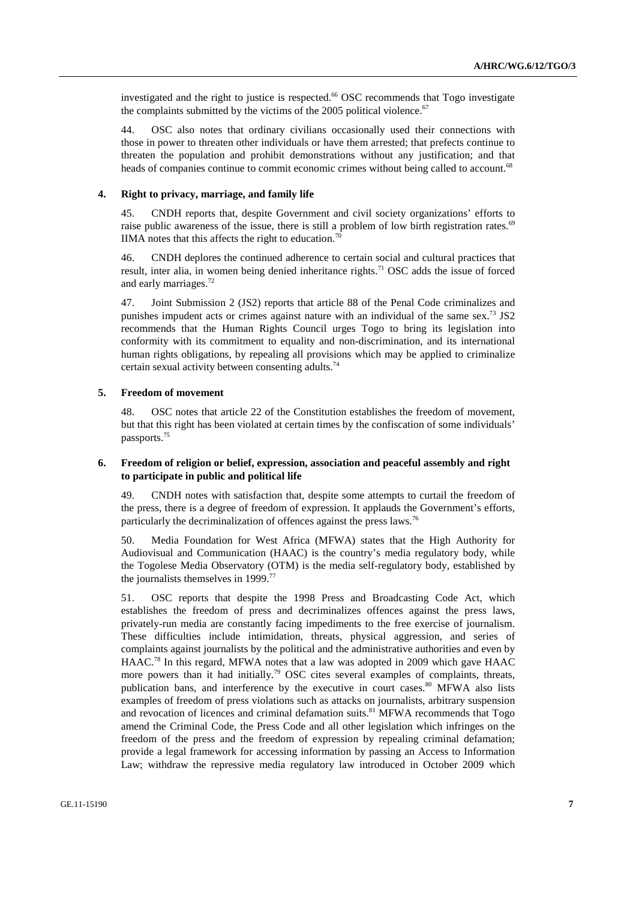investigated and the right to justice is respected.[66] OSC recommends that Togo investigate the complaints submitted by the victims of the 2005 political violence.[67]

44. OSC also notes that ordinary civilians occasionally used their connections with those in power to threaten other individuals or have them arrested; that prefects continue to threaten the population and prohibit demonstrations without any justification; and that heads of companies continue to commit economic crimes without being called to account.[68]

### 4. Right to privacy, marriage, and family life

45. CNDH reports that, despite Government and civil society organizations' efforts to raise public awareness of the issue, there is still a problem of low birth registration rates.[69] IIMA notes that this affects the right to education.[70]

46. CNDH deplores the continued adherence to certain social and cultural practices that result, inter alia, in women being denied inheritance rights.[71] OSC adds the issue of forced and early marriages.[72]

47. Joint Submission 2 (JS2) reports that article 88 of the Penal Code criminalizes and punishes impudent acts or crimes against nature with an individual of the same sex.[73] JS2 recommends that the Human Rights Council urges Togo to bring its legislation into conformity with its commitment to equality and non-discrimination, and its international human rights obligations, by repealing all provisions which may be applied to criminalize certain sexual activity between consenting adults.[74]

### 5. Freedom of movement

48. OSC notes that article 22 of the Constitution establishes the freedom of movement, but that this right has been violated at certain times by the confiscation of some individuals' passports.[75]

### 6. Freedom of religion or belief, expression, association and peaceful assembly and right to participate in public and political life

49. CNDH notes with satisfaction that, despite some attempts to curtail the freedom of the press, there is a degree of freedom of expression. It applauds the Government's efforts, particularly the decriminalization of offences against the press laws.[76]

50. Media Foundation for West Africa (MFWA) states that the High Authority for Audiovisual and Communication (HAAC) is the country's media regulatory body, while the Togolese Media Observatory (OTM) is the media self-regulatory body, established by the journalists themselves in 1999.[77]

51. OSC reports that despite the 1998 Press and Broadcasting Code Act, which establishes the freedom of press and decriminalizes offences against the press laws, privately-run media are constantly facing impediments to the free exercise of journalism. These difficulties include intimidation, threats, physical aggression, and series of complaints against journalists by the political and the administrative authorities and even by HAAC.[78] In this regard, MFWA notes that a law was adopted in 2009 which gave HAAC more powers than it had initially.[79] OSC cites several examples of complaints, threats, publication bans, and interference by the executive in court cases.[80] MFWA also lists examples of freedom of press violations such as attacks on journalists, arbitrary suspension and revocation of licences and criminal defamation suits.[81] MFWA recommends that Togo amend the Criminal Code, the Press Code and all other legislation which infringes on the freedom of the press and the freedom of expression by repealing criminal defamation; provide a legal framework for accessing information by passing an Access to Information Law; withdraw the repressive media regulatory law introduced in October 2009 which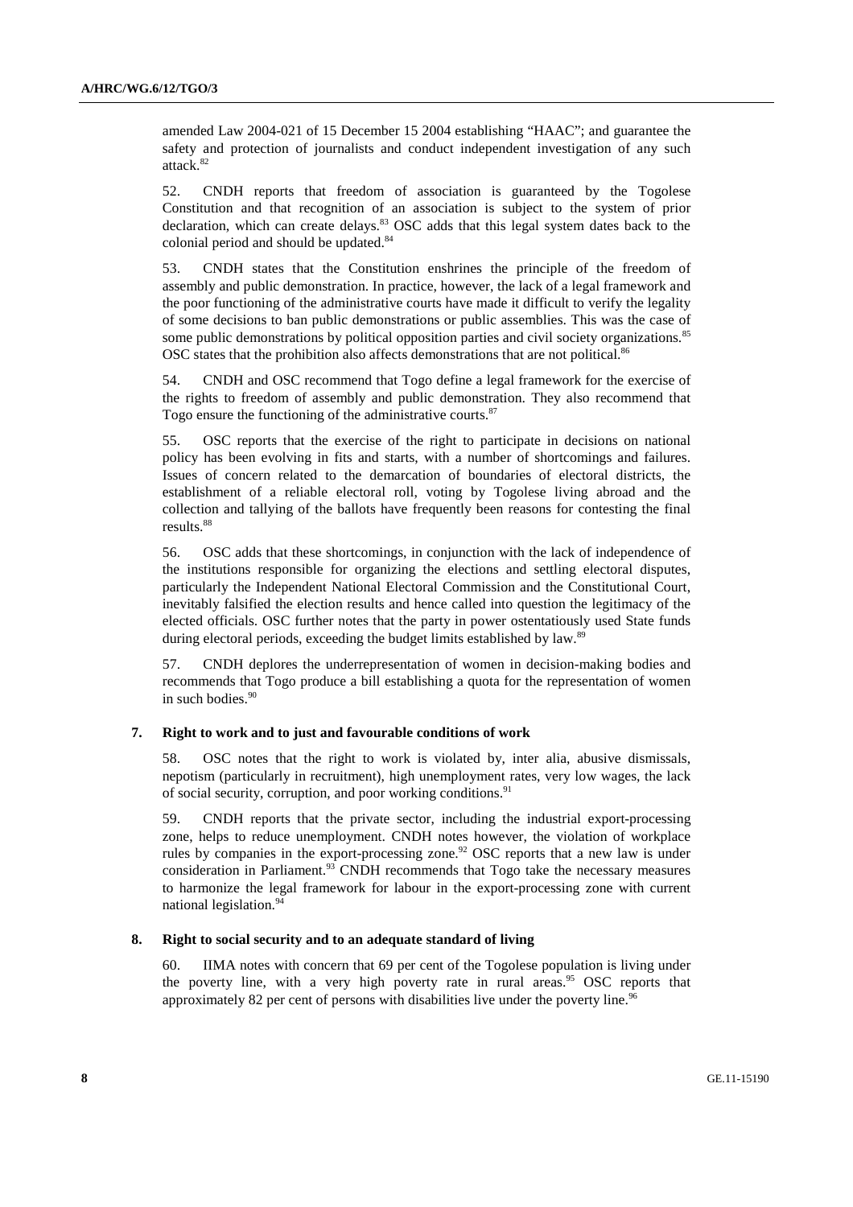amended Law 2004-021 of 15 December 15 2004 establishing "HAAC"; and guarantee the safety and protection of journalists and conduct independent investigation of any such attack.[82]

52. CNDH reports that freedom of association is guaranteed by the Togolese Constitution and that recognition of an association is subject to the system of prior declaration, which can create delays.[83] OSC adds that this legal system dates back to the colonial period and should be updated.[84]

53. CNDH states that the Constitution enshrines the principle of the freedom of assembly and public demonstration. In practice, however, the lack of a legal framework and the poor functioning of the administrative courts have made it difficult to verify the legality of some decisions to ban public demonstrations or public assemblies. This was the case of some public demonstrations by political opposition parties and civil society organizations.[85] OSC states that the prohibition also affects demonstrations that are not political.[86]

54. CNDH and OSC recommend that Togo define a legal framework for the exercise of the rights to freedom of assembly and public demonstration. They also recommend that Togo ensure the functioning of the administrative courts.[87]

55. OSC reports that the exercise of the right to participate in decisions on national policy has been evolving in fits and starts, with a number of shortcomings and failures. Issues of concern related to the demarcation of boundaries of electoral districts, the establishment of a reliable electoral roll, voting by Togolese living abroad and the collection and tallying of the ballots have frequently been reasons for contesting the final results.[88]

56. OSC adds that these shortcomings, in conjunction with the lack of independence of the institutions responsible for organizing the elections and settling electoral disputes, particularly the Independent National Electoral Commission and the Constitutional Court, inevitably falsified the election results and hence called into question the legitimacy of the elected officials. OSC further notes that the party in power ostentatiously used State funds during electoral periods, exceeding the budget limits established by law.[89]

57. CNDH deplores the underrepresentation of women in decision-making bodies and recommends that Togo produce a bill establishing a quota for the representation of women in such bodies.[90]

### 7. Right to work and to just and favourable conditions of work

58. OSC notes that the right to work is violated by, inter alia, abusive dismissals, nepotism (particularly in recruitment), high unemployment rates, very low wages, the lack of social security, corruption, and poor working conditions.[91]

59. CNDH reports that the private sector, including the industrial export-processing zone, helps to reduce unemployment. CNDH notes however, the violation of workplace rules by companies in the export-processing zone.[92] OSC reports that a new law is under consideration in Parliament.[93] CNDH recommends that Togo take the necessary measures to harmonize the legal framework for labour in the export-processing zone with current national legislation.[94]

### 8. Right to social security and to an adequate standard of living

60. IIMA notes with concern that 69 per cent of the Togolese population is living under the poverty line, with a very high poverty rate in rural areas.[95] OSC reports that approximately 82 per cent of persons with disabilities live under the poverty line.[96]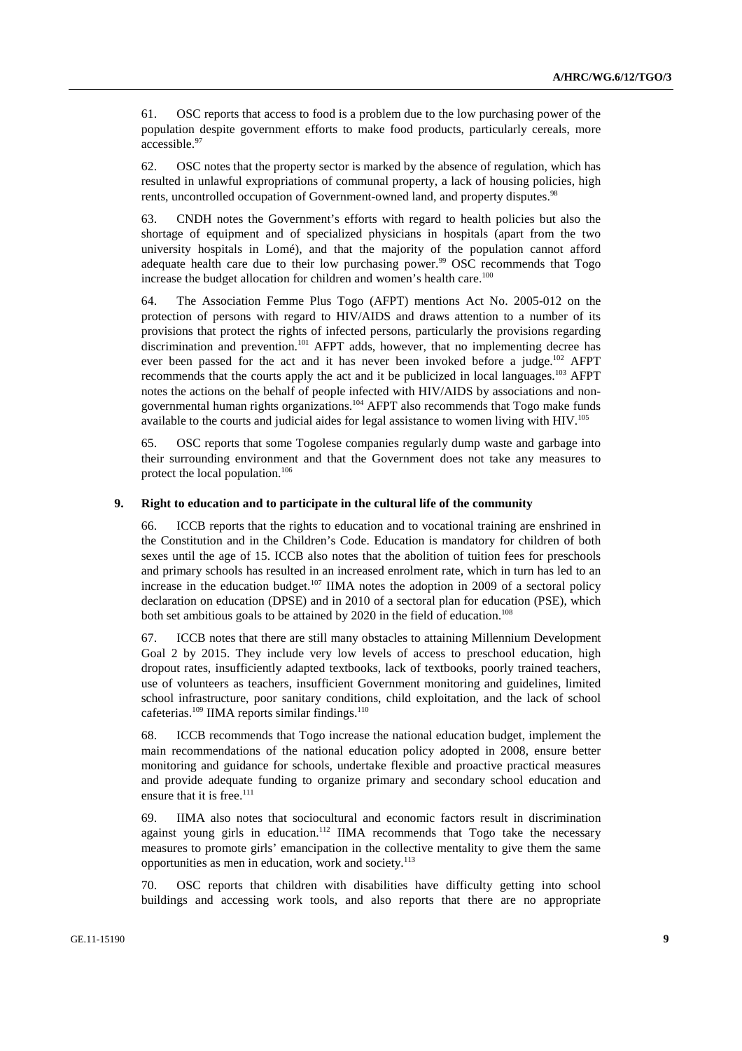61. OSC reports that access to food is a problem due to the low purchasing power of the population despite government efforts to make food products, particularly cereals, more accessible.[97]

62. OSC notes that the property sector is marked by the absence of regulation, which has resulted in unlawful expropriations of communal property, a lack of housing policies, high rents, uncontrolled occupation of Government-owned land, and property disputes.[98]

63. CNDH notes the Government's efforts with regard to health policies but also the shortage of equipment and of specialized physicians in hospitals (apart from the two university hospitals in Lomé), and that the majority of the population cannot afford adequate health care due to their low purchasing power.[99] OSC recommends that Togo increase the budget allocation for children and women's health care.[100]

64. The Association Femme Plus Togo (AFPT) mentions Act No. 2005-012 on the protection of persons with regard to HIV/AIDS and draws attention to a number of its provisions that protect the rights of infected persons, particularly the provisions regarding discrimination and prevention.[101] AFPT adds, however, that no implementing decree has ever been passed for the act and it has never been invoked before a judge.[102] AFPT recommends that the courts apply the act and it be publicized in local languages.[103] AFPT notes the actions on the behalf of people infected with HIV/AIDS by associations and non-governmental human rights organizations.[104] AFPT also recommends that Togo make funds available to the courts and judicial aides for legal assistance to women living with HIV.[105]

65. OSC reports that some Togolese companies regularly dump waste and garbage into their surrounding environment and that the Government does not take any measures to protect the local population.[106]

### 9. Right to education and to participate in the cultural life of the community

66. ICCB reports that the rights to education and to vocational training are enshrined in the Constitution and in the Children's Code. Education is mandatory for children of both sexes until the age of 15. ICCB also notes that the abolition of tuition fees for preschools and primary schools has resulted in an increased enrolment rate, which in turn has led to an increase in the education budget.[107] IIMA notes the adoption in 2009 of a sectoral policy declaration on education (DPSE) and in 2010 of a sectoral plan for education (PSE), which both set ambitious goals to be attained by 2020 in the field of education.[108]

67. ICCB notes that there are still many obstacles to attaining Millennium Development Goal 2 by 2015. They include very low levels of access to preschool education, high dropout rates, insufficiently adapted textbooks, lack of textbooks, poorly trained teachers, use of volunteers as teachers, insufficient Government monitoring and guidelines, limited school infrastructure, poor sanitary conditions, child exploitation, and the lack of school cafeterias.[109] IIMA reports similar findings.[110]

68. ICCB recommends that Togo increase the national education budget, implement the main recommendations of the national education policy adopted in 2008, ensure better monitoring and guidance for schools, undertake flexible and proactive practical measures and provide adequate funding to organize primary and secondary school education and ensure that it is free.[111]

69. IIMA also notes that sociocultural and economic factors result in discrimination against young girls in education.[112] IIMA recommends that Togo take the necessary measures to promote girls' emancipation in the collective mentality to give them the same opportunities as men in education, work and society.[113]

70. OSC reports that children with disabilities have difficulty getting into school buildings and accessing work tools, and also reports that there are no appropriate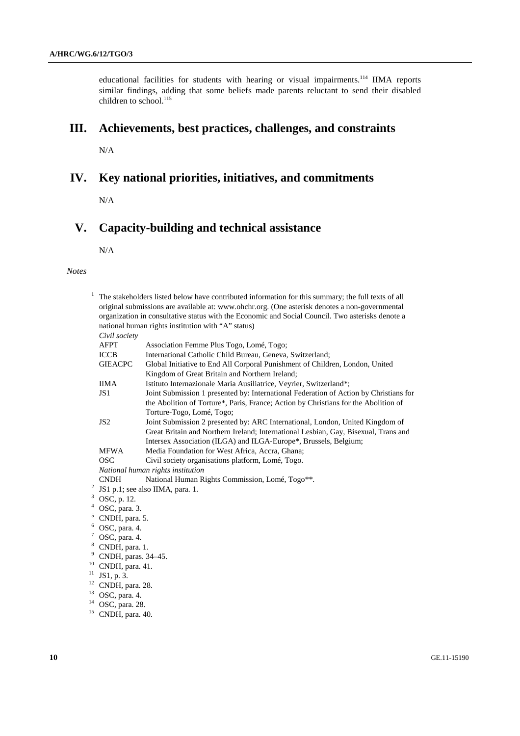educational facilities for students with hearing or visual impairments.[114] IIMA reports similar findings, adding that some beliefs made parents reluctant to send their disabled children to school.[115]

## III. Achievements, best practices, challenges, and constraints

N/A

## IV. Key national priorities, initiatives, and commitments

N/A

## V. Capacity-building and technical assistance

N/A

*Notes*

[1] The stakeholders listed below have contributed information for this summary; the full texts of all original submissions are available at: www.ohchr.org. (One asterisk denotes a non-governmental organization in consultative status with the Economic and Social Council. Two asterisks denote a national human rights institution with "A" status)

*Civil society*

| | |
|---|---|
| AFPT | Association Femme Plus Togo, Lomé, Togo; |
| ICCB | International Catholic Child Bureau, Geneva, Switzerland; |
| GIEACPC | Global Initiative to End All Corporal Punishment of Children, London, United Kingdom of Great Britain and Northern Ireland; |
| IIMA | Istituto Internazionale Maria Ausiliatrice, Veyrier, Switzerland*; |
| JS1 | Joint Submission 1 presented by: International Federation of Action by Christians for the Abolition of Torture*, Paris, France; Action by Christians for the Abolition of Torture-Togo, Lomé, Togo; |
| JS2 | Joint Submission 2 presented by: ARC International, London, United Kingdom of Great Britain and Northern Ireland; International Lesbian, Gay, Bisexual, Trans and Intersex Association (ILGA) and ILGA-Europe*, Brussels, Belgium; |
| MFWA | Media Foundation for West Africa, Accra, Ghana; |
| OSC | Civil society organisations platform, Lomé, Togo. |

*National human rights institution*

| | |
|---|---|
| CNDH | National Human Rights Commission, Lomé, Togo**. |

[2] JS1 p.1; see also IIMA, para. 1.

[3] OSC, p. 12.

[4] OSC, para. 3.

[5] CNDH, para. 5.

[6] OSC, para. 4.

[7] OSC, para. 4.

[8] CNDH, para. 1.

[9] CNDH, paras. 34–45.

[10] CNDH, para. 41.

[11] JS1, p. 3.

[12] CNDH, para. 28.

[13] OSC, para. 4.

[14] OSC, para. 28.

[15] CNDH, para. 40.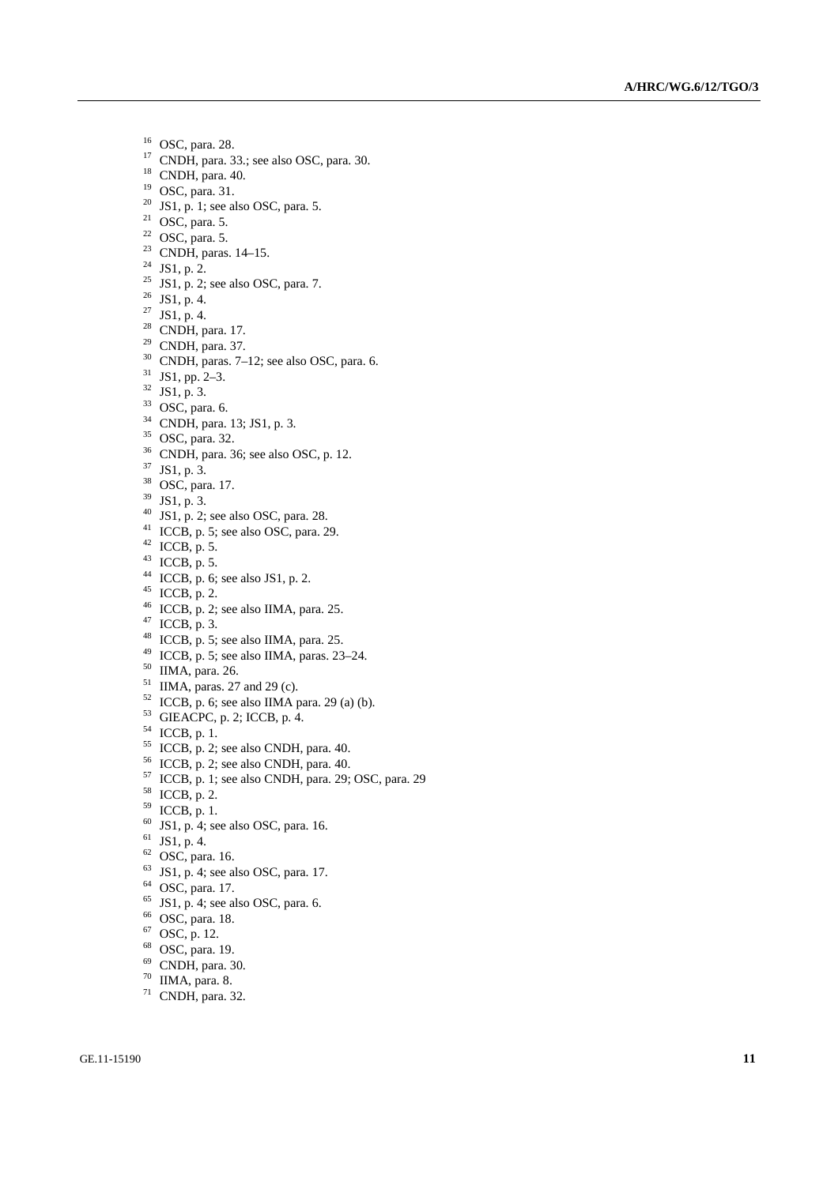[16] OSC, para. 28.
[17] CNDH, para. 33.; see also OSC, para. 30.
[18] CNDH, para. 40.
[19] OSC, para. 31.
[20] JS1, p. 1; see also OSC, para. 5.
[21] OSC, para. 5.
[22] OSC, para. 5.
[23] CNDH, paras. 14–15.
[24] JS1, p. 2.
[25] JS1, p. 2; see also OSC, para. 7.
[26] JS1, p. 4.
[27] JS1, p. 4.
[28] CNDH, para. 17.
[29] CNDH, para. 37.
[30] CNDH, paras. 7–12; see also OSC, para. 6.
[31] JS1, pp. 2–3.
[32] JS1, p. 3.
[33] OSC, para. 6.
[34] CNDH, para. 13; JS1, p. 3.
[35] OSC, para. 32.
[36] CNDH, para. 36; see also OSC, p. 12.
[37] JS1, p. 3.
[38] OSC, para. 17.
[39] JS1, p. 3.
[40] JS1, p. 2; see also OSC, para. 28.
[41] ICCB, p. 5; see also OSC, para. 29.
[42] ICCB, p. 5.
[43] ICCB, p. 5.
[44] ICCB, p. 6; see also JS1, p. 2.
[45] ICCB, p. 2.
[46] ICCB, p. 2; see also IIMA, para. 25.
[47] ICCB, p. 3.
[48] ICCB, p. 5; see also IIMA, para. 25.
[49] ICCB, p. 5; see also IIMA, paras. 23–24.
[50] IIMA, para. 26.
[51] IIMA, paras. 27 and 29 (c).
[52] ICCB, p. 6; see also IIMA para. 29 (a) (b).
[53] GIEACPC, p. 2; ICCB, p. 4.
[54] ICCB, p. 1.
[55] ICCB, p. 2; see also CNDH, para. 40.
[56] ICCB, p. 2; see also CNDH, para. 40.
[57] ICCB, p. 1; see also CNDH, para. 29; OSC, para. 29
[58] ICCB, p. 2.
[59] ICCB, p. 1.
[60] JS1, p. 4; see also OSC, para. 16.
[61] JS1, p. 4.
[62] OSC, para. 16.
[63] JS1, p. 4; see also OSC, para. 17.
[64] OSC, para. 17.
[65] JS1, p. 4; see also OSC, para. 6.
[66] OSC, para. 18.
[67] OSC, p. 12.
[68] OSC, para. 19.
[69] CNDH, para. 30.
[70] IIMA, para. 8.
[71] CNDH, para. 32.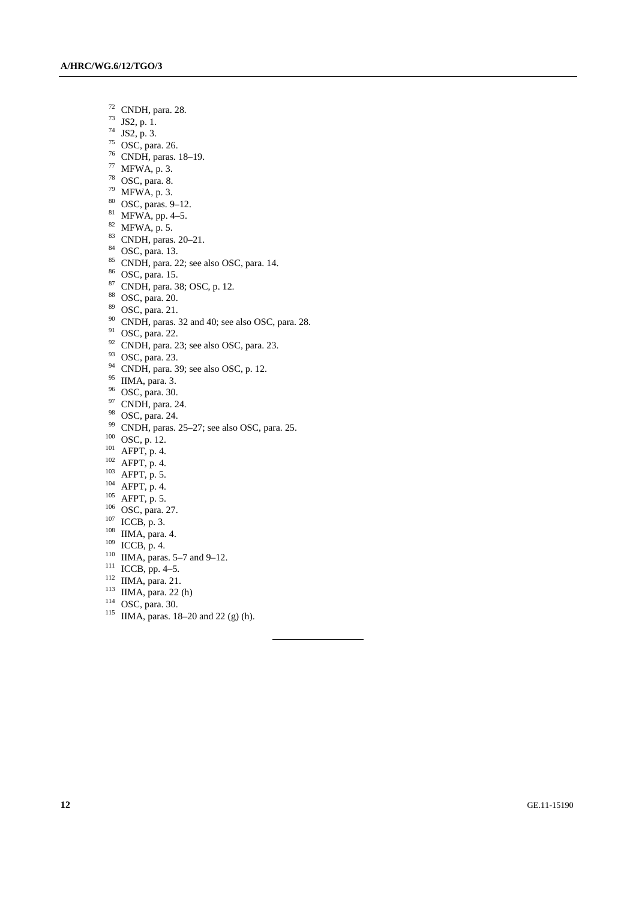[72] CNDH, para. 28.
[73] JS2, p. 1.
[74] JS2, p. 3.
[75] OSC, para. 26.
[76] CNDH, paras. 18–19.
[77] MFWA, p. 3.
[78] OSC, para. 8.
[79] MFWA, p. 3.
[80] OSC, paras. 9–12.
[81] MFWA, pp. 4–5.
[82] MFWA, p. 5.
[83] CNDH, paras. 20–21.
[84] OSC, para. 13.
[85] CNDH, para. 22; see also OSC, para. 14.
[86] OSC, para. 15.
[87] CNDH, para. 38; OSC, p. 12.
[88] OSC, para. 20.
[89] OSC, para. 21.
[90] CNDH, paras. 32 and 40; see also OSC, para. 28.
[91] OSC, para. 22.
[92] CNDH, para. 23; see also OSC, para. 23.
[93] OSC, para. 23.
[94] CNDH, para. 39; see also OSC, p. 12.
[95] IIMA, para. 3.
[96] OSC, para. 30.
[97] CNDH, para. 24.
[98] OSC, para. 24.
[99] CNDH, paras. 25–27; see also OSC, para. 25.
[100] OSC, p. 12.
[101] AFPT, p. 4.
[102] AFPT, p. 4.
[103] AFPT, p. 5.
[104] AFPT, p. 4.
[105] AFPT, p. 5.
[106] OSC, para. 27.
[107] ICCB, p. 3.
[108] IIMA, para. 4.
[109] ICCB, p. 4.
[110] IIMA, paras. 5–7 and 9–12.
[111] ICCB, pp. 4–5.
[112] IIMA, para. 21.
[113] IIMA, para. 22 (h)
[114] OSC, para. 30.
[115] IIMA, paras. 18–20 and 22 (g) (h).